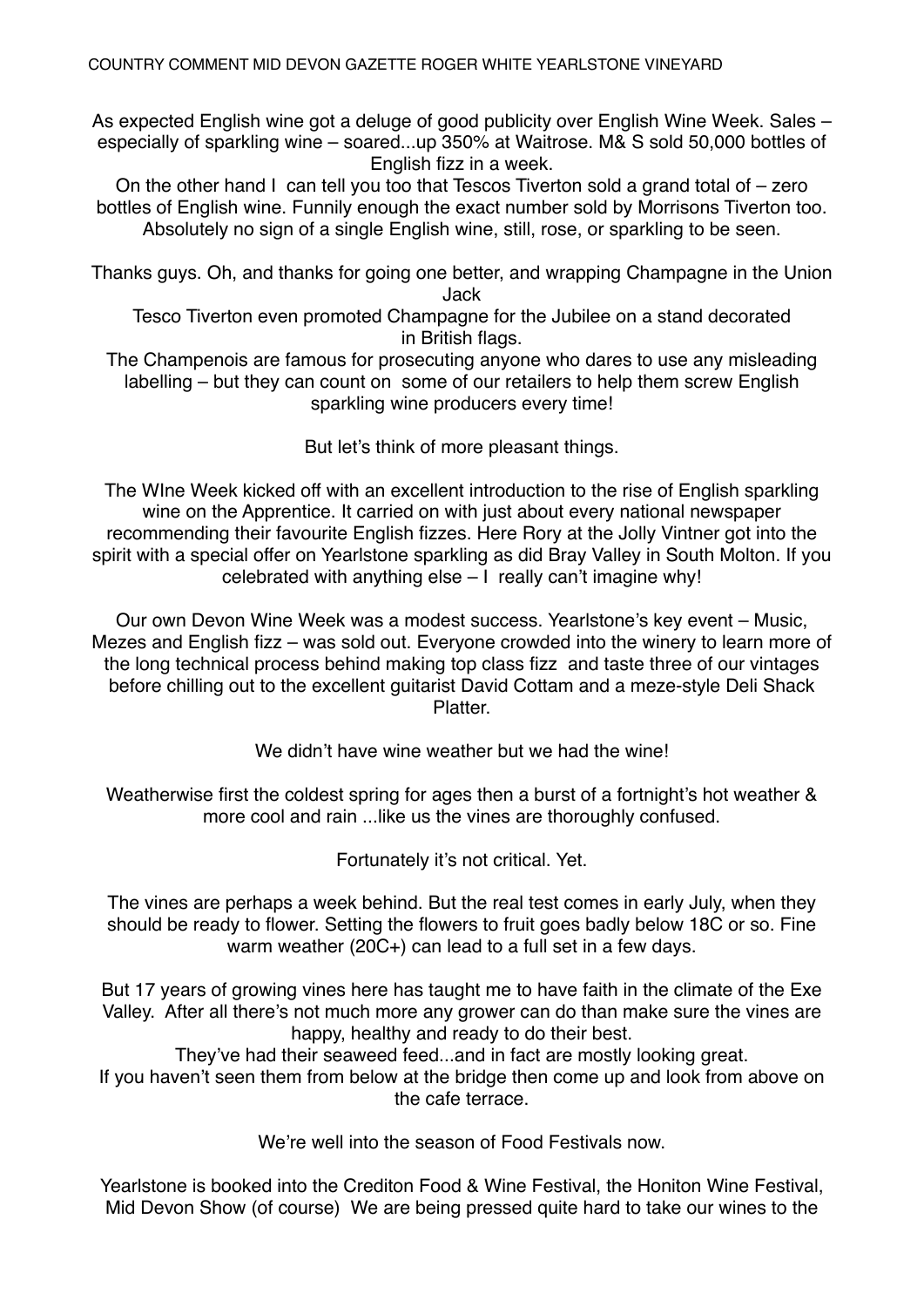COUNTRY COMMENT MID DEVON GAZETTE ROGER WHITE YEARLSTONE VINEYARD

As expected English wine got a deluge of good publicity over English Wine Week. Sales – especially of sparkling wine – soared...up 350% at Waitrose. M& S sold 50,000 bottles of English fizz in a week.

On the other hand I can tell you too that Tescos Tiverton sold a grand total of – zero bottles of English wine. Funnily enough the exact number sold by Morrisons Tiverton too. Absolutely no sign of a single English wine, still, rose, or sparkling to be seen.

Thanks guys. Oh, and thanks for going one better, and wrapping Champagne in the Union Jack

Tesco Tiverton even promoted Champagne for the Jubilee on a stand decorated in British flags.

The Champenois are famous for prosecuting anyone who dares to use any misleading labelling – but they can count on some of our retailers to help them screw English sparkling wine producers every time!

But let's think of more pleasant things.

The WIne Week kicked off with an excellent introduction to the rise of English sparkling wine on the Apprentice. It carried on with just about every national newspaper recommending their favourite English fizzes. Here Rory at the Jolly Vintner got into the spirit with a special offer on Yearlstone sparkling as did Bray Valley in South Molton. If you celebrated with anything else – I really can't imagine why!

Our own Devon Wine Week was a modest success. Yearlstone's key event – Music, Mezes and English fizz – was sold out. Everyone crowded into the winery to learn more of the long technical process behind making top class fizz and taste three of our vintages before chilling out to the excellent guitarist David Cottam and a meze-style Deli Shack Platter.

We didn't have wine weather but we had the wine!

Weatherwise first the coldest spring for ages then a burst of a fortnight's hot weather & more cool and rain ...like us the vines are thoroughly confused.

Fortunately it's not critical. Yet.

The vines are perhaps a week behind. But the real test comes in early July, when they should be ready to flower. Setting the flowers to fruit goes badly below 18C or so. Fine warm weather (20C+) can lead to a full set in a few days.

But 17 years of growing vines here has taught me to have faith in the climate of the Exe Valley. After all there's not much more any grower can do than make sure the vines are happy, healthy and ready to do their best.

They've had their seaweed feed...and in fact are mostly looking great.

If you haven't seen them from below at the bridge then come up and look from above on the cafe terrace.

We're well into the season of Food Festivals now.

Yearlstone is booked into the Crediton Food & Wine Festival, the Honiton Wine Festival, Mid Devon Show (of course) We are being pressed quite hard to take our wines to the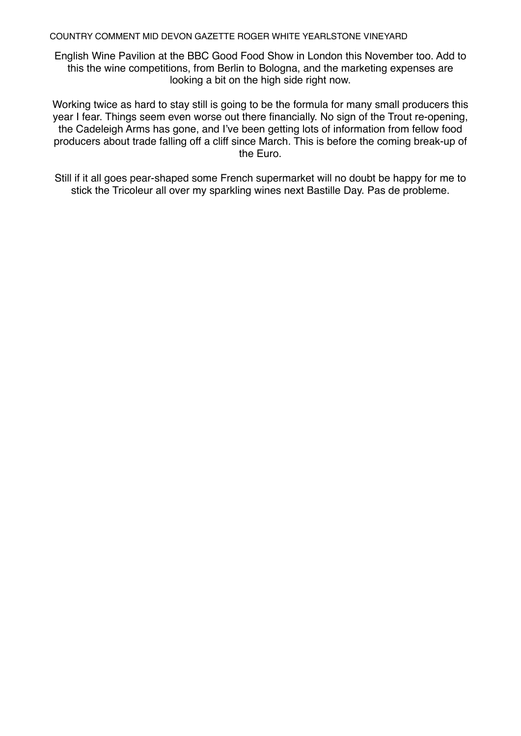English Wine Pavilion at the BBC Good Food Show in London this November too. Add to this the wine competitions, from Berlin to Bologna, and the marketing expenses are looking a bit on the high side right now.

Working twice as hard to stay still is going to be the formula for many small producers this year I fear. Things seem even worse out there financially. No sign of the Trout re-opening, the Cadeleigh Arms has gone, and I've been getting lots of information from fellow food producers about trade falling off a cliff since March. This is before the coming break-up of the Euro.

Still if it all goes pear-shaped some French supermarket will no doubt be happy for me to stick the Tricoleur all over my sparkling wines next Bastille Day. Pas de probleme.